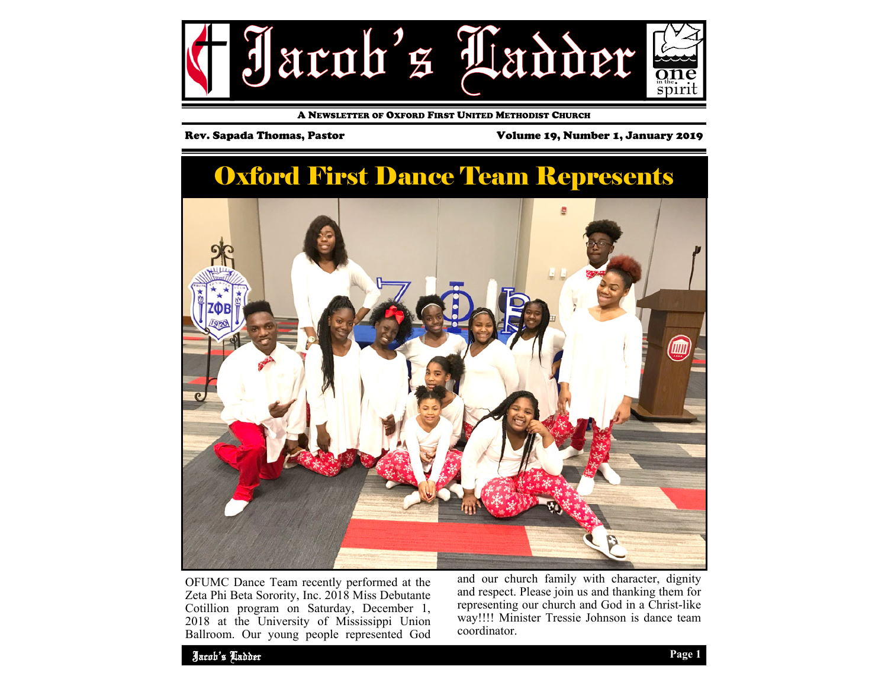# Jacob's Ladder

A NEWSLETTER OF OXFORD FIRST UNITED METHODIST CHURCH

**Rev. Sapada Thomas, Pastor** — **Volume 19, Number 1, January 2019**

## Oxford First Dance Team Represents

OFUMC Dance Team recently performed at the Zeta Phi Beta Sorority, Inc. 2018 Miss Debutante Cotillion program on Saturday, December 1, 2018 at the University of Mississippi Union Ballroom. Our young people represented God and our church family with character, dignity and respect. Please join us and thanking them for representing our church and God in a Christ-like way!!!! Minister Tressie Johnson is dance team coordinator.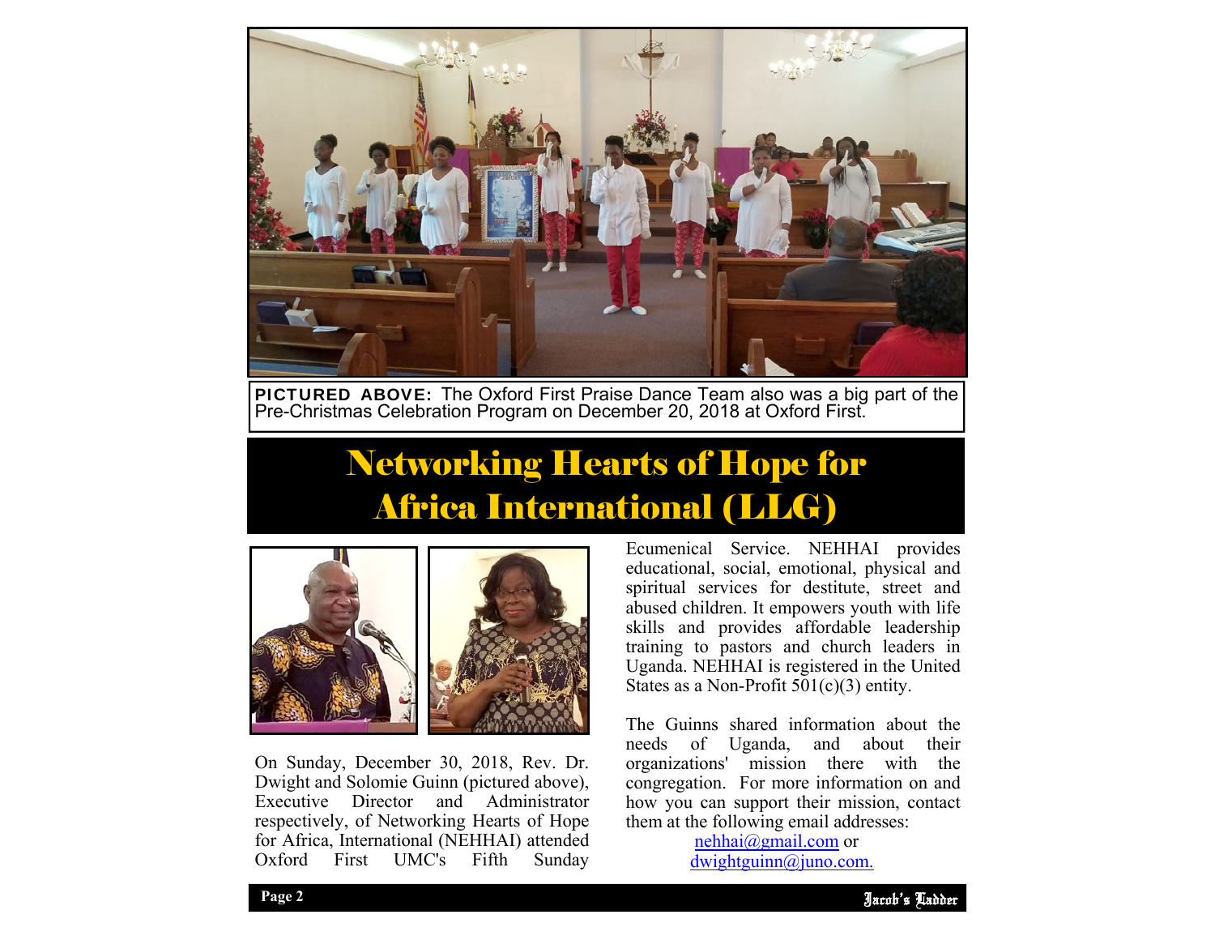**PICTURED ABOVE:** The Oxford First Praise Dance Team also was a big part of the Pre-Christmas Celebration Program on December 20, 2018 at Oxford First.

# Networking Hearts of Hope for Africa International (LLG)

On Sunday, December 30, 2018, Rev. Dr. Dwight and Solomie Guinn (pictured above), Executive Director and Administrator respectively, of Networking Hearts of Hope for Africa, International (NEHHAI) attended Oxford First UMC's Fifth Sunday Ecumenical Service. NEHHAI provides educational, social, emotional, physical and spiritual services for destitute, street and abused children. It empowers youth with life skills and provides affordable leadership training to pastors and church leaders in Uganda. NEHHAI is registered in the United States as a Non-Profit 501(c)(3) entity.

The Guinns shared information about the needs of Uganda, and about their organizations' mission there with the congregation. For more information on and how you can support their mission, contact them at the following email addresses:

nehhai@gmail.com or
dwightguinn@juno.com.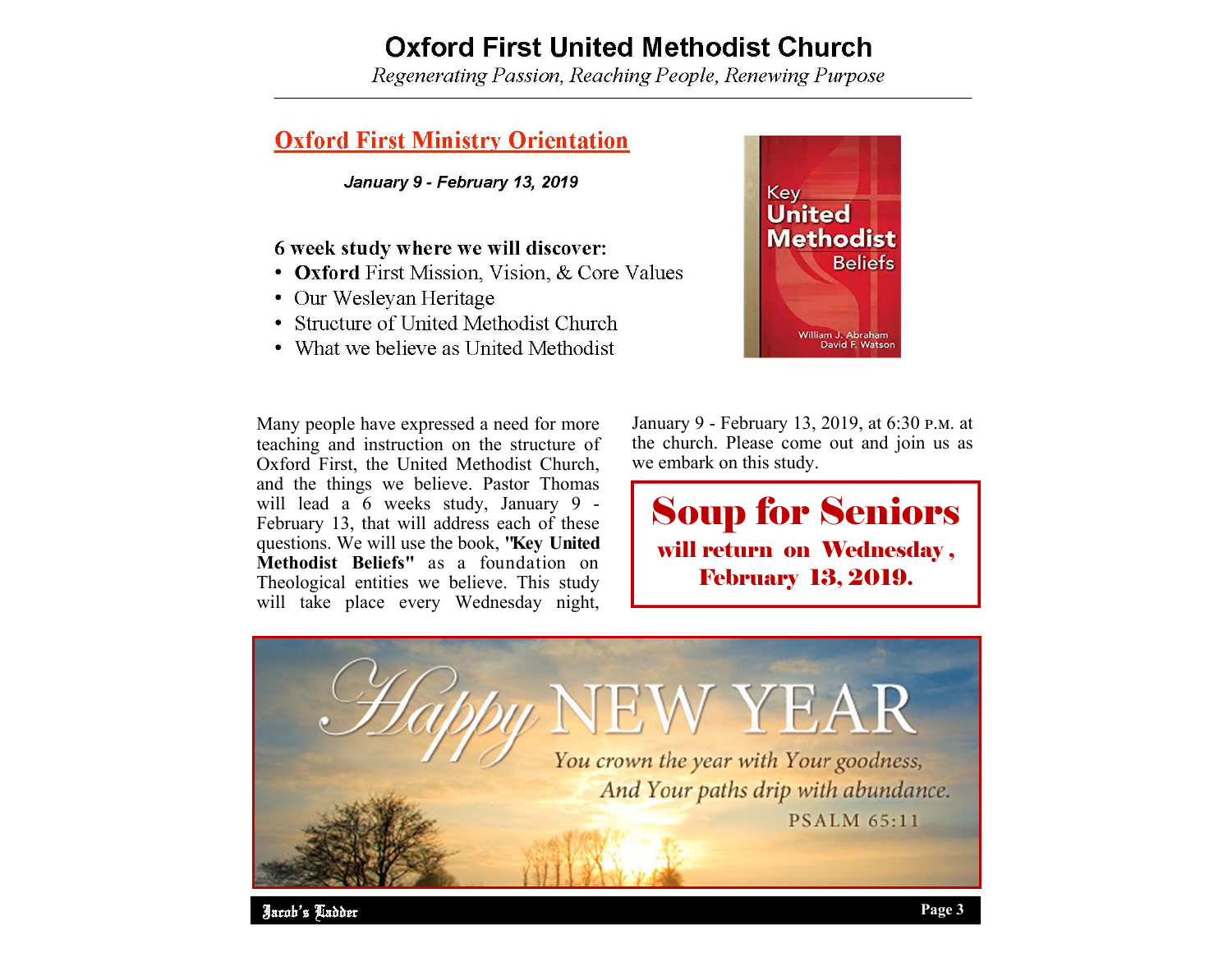# Oxford First United Methodist Church

*Regenerating Passion, Reaching People, Renewing Purpose*

## Oxford First Ministry Orientation

***January 9 - February 13, 2019***

**6 week study where we will discover:**

- **Oxford** First Mission, Vision, & Core Values
- Our Wesleyan Heritage
- Structure of United Methodist Church
- What we believe as United Methodist

Many people have expressed a need for more teaching and instruction on the structure of Oxford First, the United Methodist Church, and the things we believe. Pastor Thomas will lead a 6 weeks study, January 9 - February 13, that will address each of these questions. We will use the book, **"Key United Methodist Beliefs"** as a foundation on Theological entities we believe. This study will take place every Wednesday night, January 9 - February 13, 2019, at 6:30 P.M. at the church. Please come out and join us as we embark on this study.

## Soup for Seniors

**will return on Wednesday, February 13, 2019.**

# Happy NEW YEAR

*You crown the year with Your goodness,*
*And Your paths drip with abundance.*

PSALM 65:11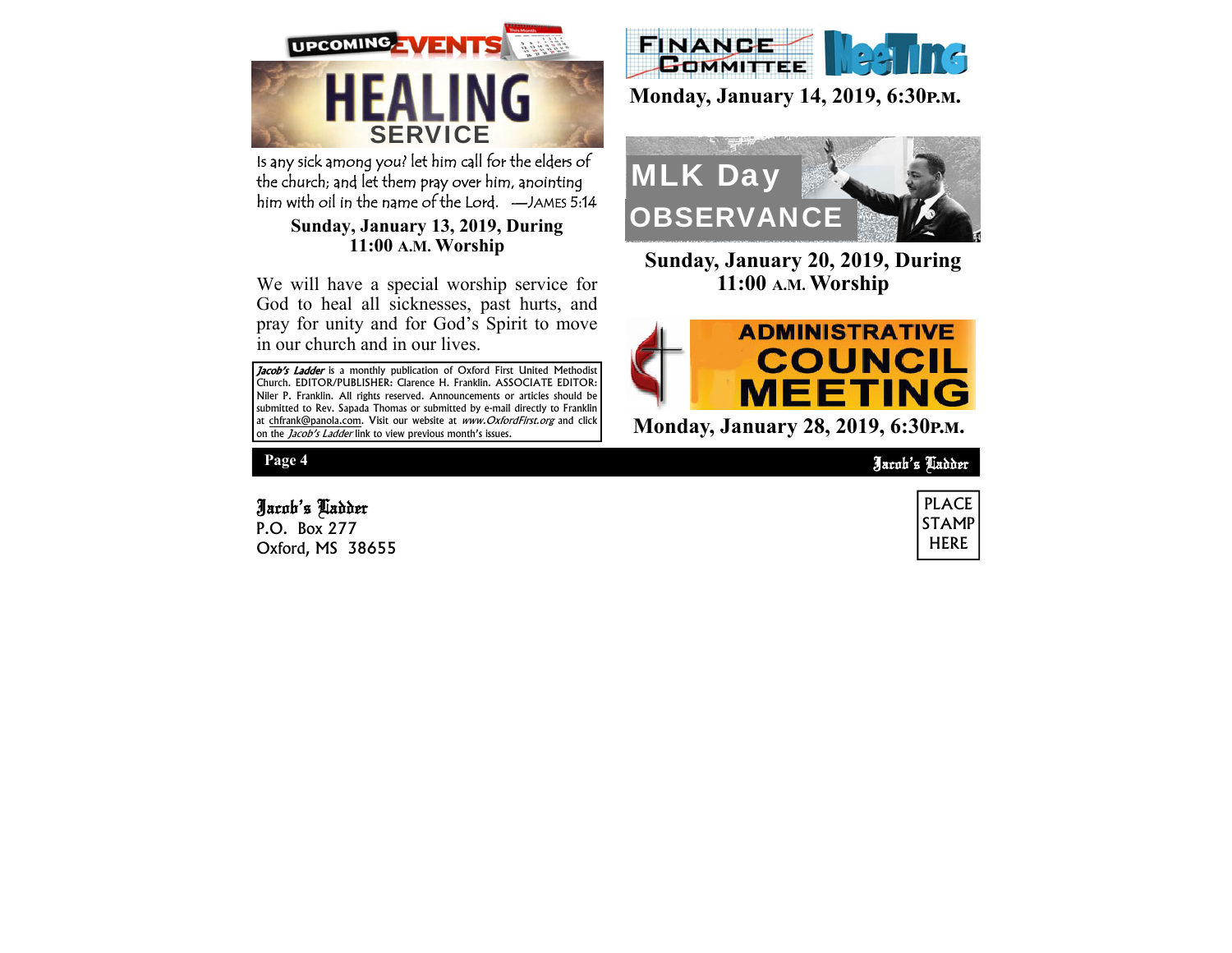## UPCOMING EVENTS

### HEALING SERVICE

Is any sick among you? let him call for the elders of the church; and let them pray over him, anointing him with oil in the name of the Lord. —JAMES 5:14

**Sunday, January 13, 2019, During 11:00 A.M. Worship**

We will have a special worship service for God to heal all sicknesses, past hurts, and pray for unity and for God's Spirit to move in our church and in our lives.

*Jacob's Ladder* is a monthly publication of Oxford First United Methodist Church. EDITOR/PUBLISHER: Clarence H. Franklin. ASSOCIATE EDITOR: Niler P. Franklin. All rights reserved. Announcements or articles should be submitted to Rev. Sapada Thomas or submitted by e-mail directly to Franklin at chfrank@panola.com. Visit our website at *www.OxfordFirst.org* and click on the *Jacob's Ladder* link to view previous month's issues.

### FINANCE COMMITTEE MEETING

**Monday, January 14, 2019, 6:30P.M.**

### MLK Day OBSERVANCE

**Sunday, January 20, 2019, During 11:00 A.M. Worship**

### ADMINISTRATIVE COUNCIL MEETING

**Monday, January 28, 2019, 6:30P.M.**

Jacob's Ladder
P.O. Box 277
Oxford, MS 38655

PLACE STAMP HERE